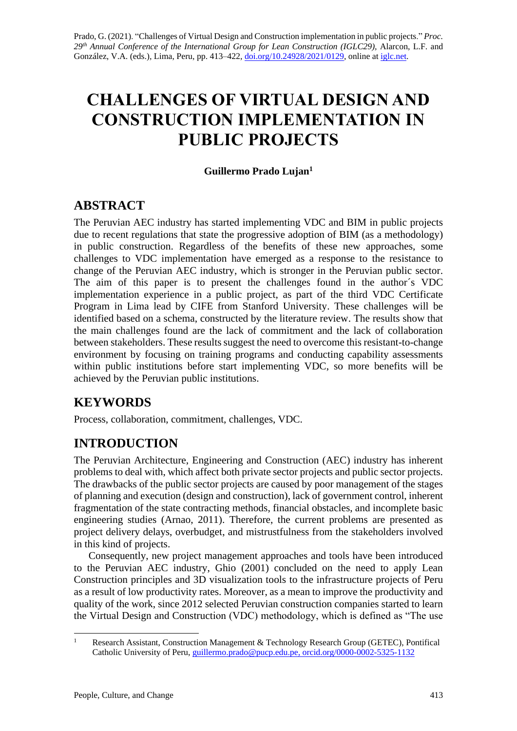Prado, G. (2021). "Challenges of Virtual Design and Construction implementation in public projects." *Proc. 29th Annual Conference of the International Group for Lean Construction (IGLC29),* Alarcon, L.F. and González, V.A. (eds.), Lima, Peru, pp. 413–422, doi.org/10.24928/2021/0129, online at iglc.net.

# CHALLENGES OF VIRTUAL DESIGN AND CONSTRUCTION IMPLEMENTATION IN PUBLIC PROJECTS

**Guillermo Prado Lujan[1]**

## ABSTRACT

The Peruvian AEC industry has started implementing VDC and BIM in public projects due to recent regulations that state the progressive adoption of BIM (as a methodology) in public construction. Regardless of the benefits of these new approaches, some challenges to VDC implementation have emerged as a response to the resistance to change of the Peruvian AEC industry, which is stronger in the Peruvian public sector. The aim of this paper is to present the challenges found in the author´s VDC implementation experience in a public project, as part of the third VDC Certificate Program in Lima lead by CIFE from Stanford University. These challenges will be identified based on a schema, constructed by the literature review. The results show that the main challenges found are the lack of commitment and the lack of collaboration between stakeholders. These results suggest the need to overcome this resistant-to-change environment by focusing on training programs and conducting capability assessments within public institutions before start implementing VDC, so more benefits will be achieved by the Peruvian public institutions.

## KEYWORDS

Process, collaboration, commitment, challenges, VDC.

## INTRODUCTION

The Peruvian Architecture, Engineering and Construction (AEC) industry has inherent problems to deal with, which affect both private sector projects and public sector projects. The drawbacks of the public sector projects are caused by poor management of the stages of planning and execution (design and construction), lack of government control, inherent fragmentation of the state contracting methods, financial obstacles, and incomplete basic engineering studies (Arnao, 2011). Therefore, the current problems are presented as project delivery delays, overbudget, and mistrustfulness from the stakeholders involved in this kind of projects.

Consequently, new project management approaches and tools have been introduced to the Peruvian AEC industry, Ghio (2001) concluded on the need to apply Lean Construction principles and 3D visualization tools to the infrastructure projects of Peru as a result of low productivity rates. Moreover, as a mean to improve the productivity and quality of the work, since 2012 selected Peruvian construction companies started to learn the Virtual Design and Construction (VDC) methodology, which is defined as "The use

---

[1] Research Assistant, Construction Management & Technology Research Group (GETEC), Pontifical Catholic University of Peru, guillermo.prado@pucp.edu.pe, orcid.org/0000-0002-5325-1132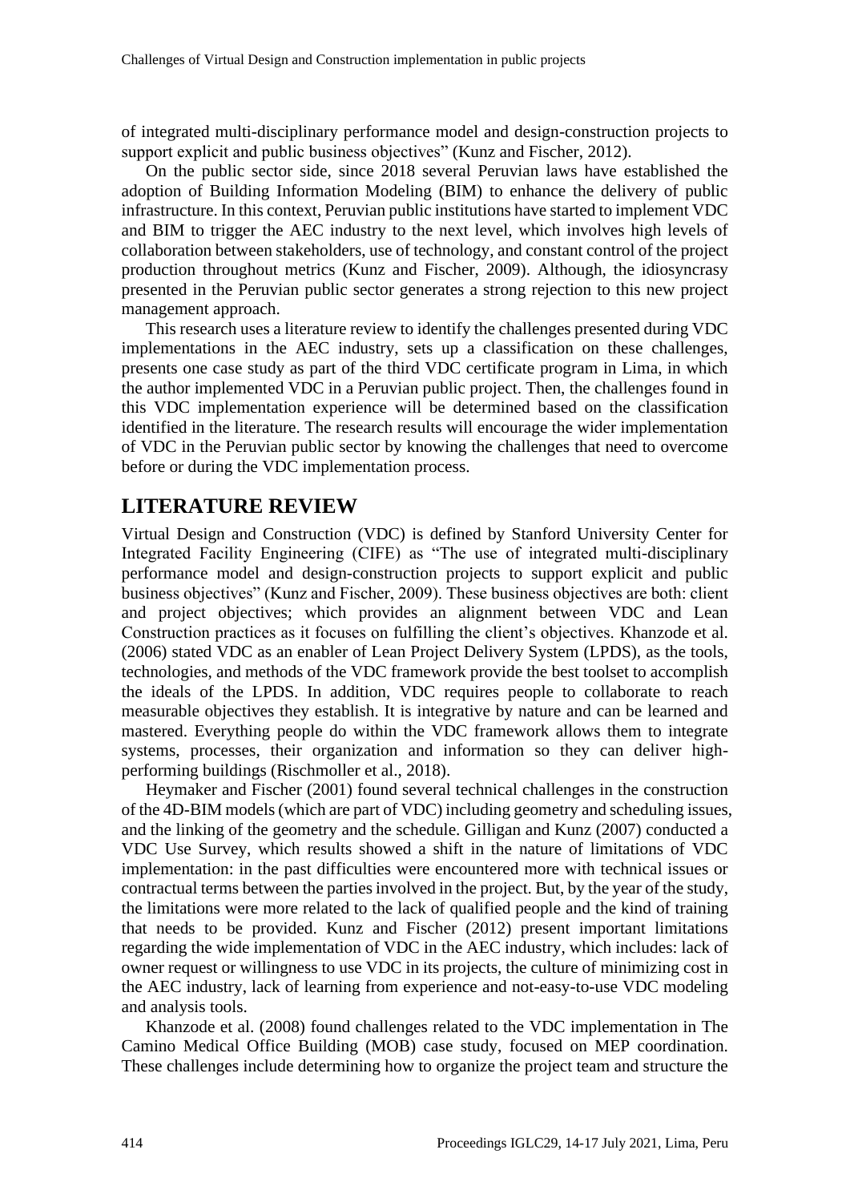of integrated multi-disciplinary performance model and design-construction projects to support explicit and public business objectives" (Kunz and Fischer, 2012).

On the public sector side, since 2018 several Peruvian laws have established the adoption of Building Information Modeling (BIM) to enhance the delivery of public infrastructure. In this context, Peruvian public institutions have started to implement VDC and BIM to trigger the AEC industry to the next level, which involves high levels of collaboration between stakeholders, use of technology, and constant control of the project production throughout metrics (Kunz and Fischer, 2009). Although, the idiosyncrasy presented in the Peruvian public sector generates a strong rejection to this new project management approach.

This research uses a literature review to identify the challenges presented during VDC implementations in the AEC industry, sets up a classification on these challenges, presents one case study as part of the third VDC certificate program in Lima, in which the author implemented VDC in a Peruvian public project. Then, the challenges found in this VDC implementation experience will be determined based on the classification identified in the literature. The research results will encourage the wider implementation of VDC in the Peruvian public sector by knowing the challenges that need to overcome before or during the VDC implementation process.

## LITERATURE REVIEW

Virtual Design and Construction (VDC) is defined by Stanford University Center for Integrated Facility Engineering (CIFE) as "The use of integrated multi-disciplinary performance model and design-construction projects to support explicit and public business objectives" (Kunz and Fischer, 2009). These business objectives are both: client and project objectives; which provides an alignment between VDC and Lean Construction practices as it focuses on fulfilling the client's objectives. Khanzode et al. (2006) stated VDC as an enabler of Lean Project Delivery System (LPDS), as the tools, technologies, and methods of the VDC framework provide the best toolset to accomplish the ideals of the LPDS. In addition, VDC requires people to collaborate to reach measurable objectives they establish. It is integrative by nature and can be learned and mastered. Everything people do within the VDC framework allows them to integrate systems, processes, their organization and information so they can deliver high-performing buildings (Rischmoller et al., 2018).

Heymaker and Fischer (2001) found several technical challenges in the construction of the 4D-BIM models (which are part of VDC) including geometry and scheduling issues, and the linking of the geometry and the schedule. Gilligan and Kunz (2007) conducted a VDC Use Survey, which results showed a shift in the nature of limitations of VDC implementation: in the past difficulties were encountered more with technical issues or contractual terms between the parties involved in the project. But, by the year of the study, the limitations were more related to the lack of qualified people and the kind of training that needs to be provided. Kunz and Fischer (2012) present important limitations regarding the wide implementation of VDC in the AEC industry, which includes: lack of owner request or willingness to use VDC in its projects, the culture of minimizing cost in the AEC industry, lack of learning from experience and not-easy-to-use VDC modeling and analysis tools.

Khanzode et al. (2008) found challenges related to the VDC implementation in The Camino Medical Office Building (MOB) case study, focused on MEP coordination. These challenges include determining how to organize the project team and structure the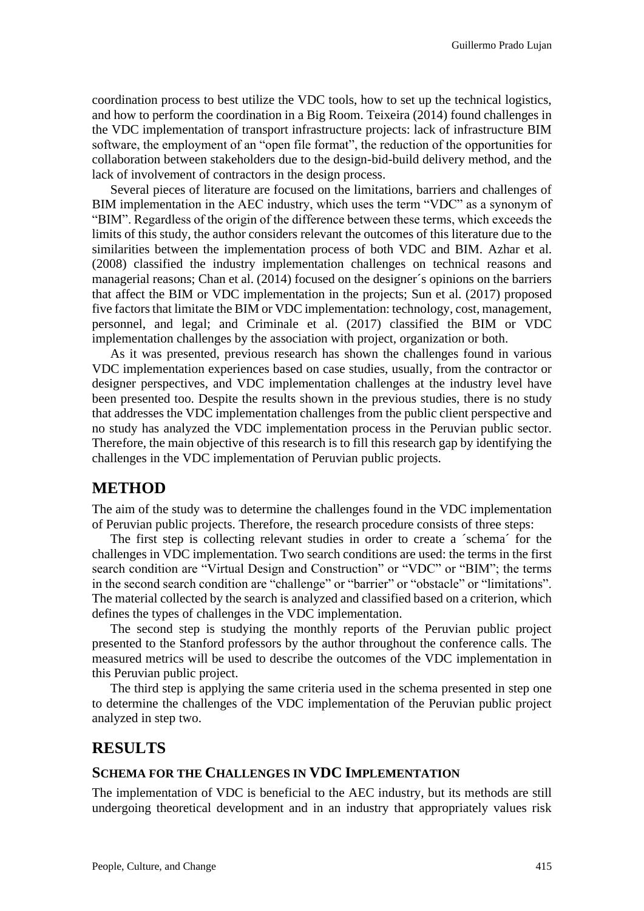coordination process to best utilize the VDC tools, how to set up the technical logistics, and how to perform the coordination in a Big Room. Teixeira (2014) found challenges in the VDC implementation of transport infrastructure projects: lack of infrastructure BIM software, the employment of an "open file format", the reduction of the opportunities for collaboration between stakeholders due to the design-bid-build delivery method, and the lack of involvement of contractors in the design process.

Several pieces of literature are focused on the limitations, barriers and challenges of BIM implementation in the AEC industry, which uses the term "VDC" as a synonym of "BIM". Regardless of the origin of the difference between these terms, which exceeds the limits of this study, the author considers relevant the outcomes of this literature due to the similarities between the implementation process of both VDC and BIM. Azhar et al. (2008) classified the industry implementation challenges on technical reasons and managerial reasons; Chan et al. (2014) focused on the designer´s opinions on the barriers that affect the BIM or VDC implementation in the projects; Sun et al. (2017) proposed five factors that limitate the BIM or VDC implementation: technology, cost, management, personnel, and legal; and Criminale et al. (2017) classified the BIM or VDC implementation challenges by the association with project, organization or both.

As it was presented, previous research has shown the challenges found in various VDC implementation experiences based on case studies, usually, from the contractor or designer perspectives, and VDC implementation challenges at the industry level have been presented too. Despite the results shown in the previous studies, there is no study that addresses the VDC implementation challenges from the public client perspective and no study has analyzed the VDC implementation process in the Peruvian public sector. Therefore, the main objective of this research is to fill this research gap by identifying the challenges in the VDC implementation of Peruvian public projects.

## METHOD

The aim of the study was to determine the challenges found in the VDC implementation of Peruvian public projects. Therefore, the research procedure consists of three steps:

The first step is collecting relevant studies in order to create a ´schema´ for the challenges in VDC implementation. Two search conditions are used: the terms in the first search condition are "Virtual Design and Construction" or "VDC" or "BIM"; the terms in the second search condition are "challenge" or "barrier" or "obstacle" or "limitations". The material collected by the search is analyzed and classified based on a criterion, which defines the types of challenges in the VDC implementation.

The second step is studying the monthly reports of the Peruvian public project presented to the Stanford professors by the author throughout the conference calls. The measured metrics will be used to describe the outcomes of the VDC implementation in this Peruvian public project.

The third step is applying the same criteria used in the schema presented in step one to determine the challenges of the VDC implementation of the Peruvian public project analyzed in step two.

## RESULTS

### SCHEMA FOR THE CHALLENGES IN VDC IMPLEMENTATION

The implementation of VDC is beneficial to the AEC industry, but its methods are still undergoing theoretical development and in an industry that appropriately values risk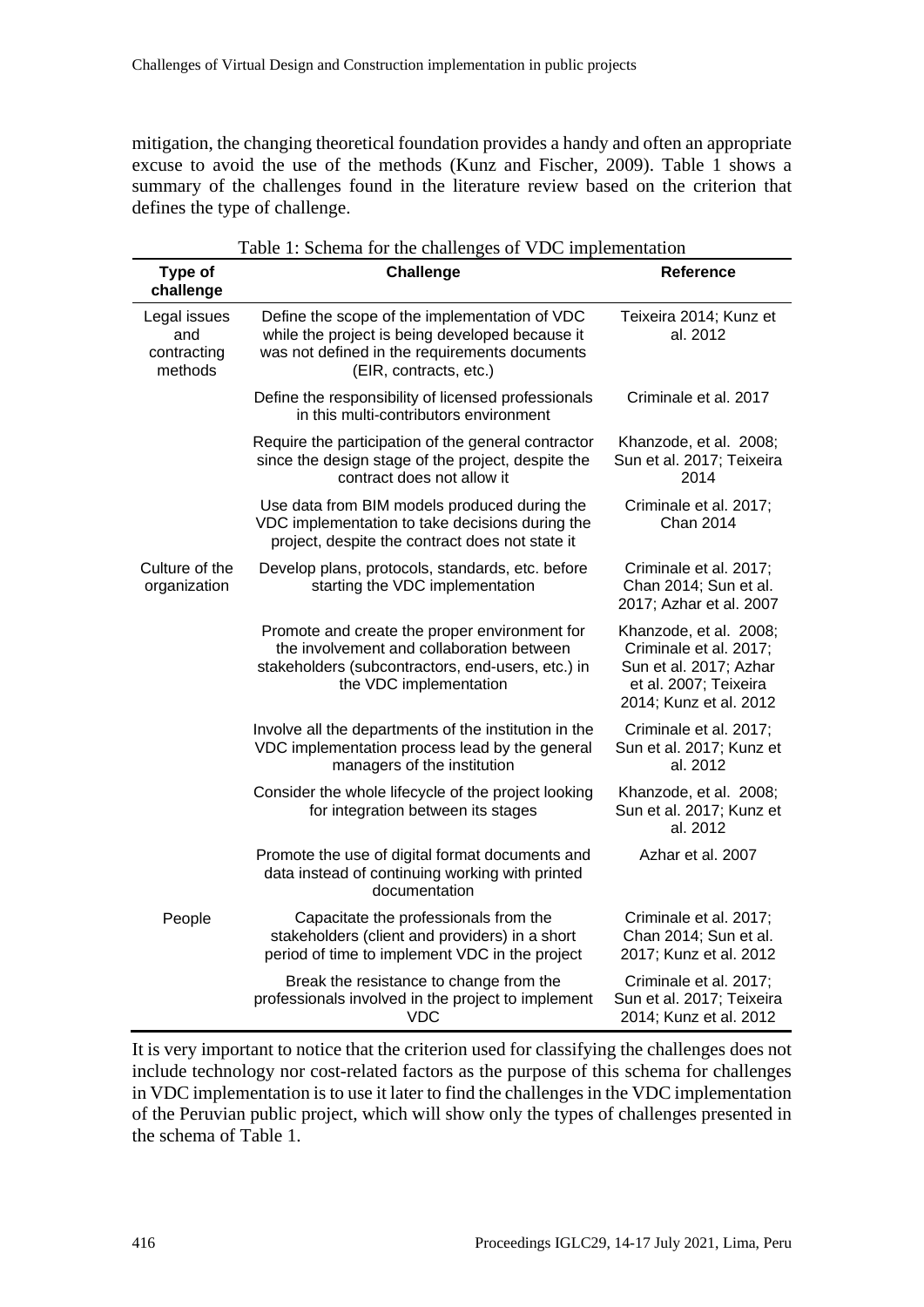mitigation, the changing theoretical foundation provides a handy and often an appropriate excuse to avoid the use of the methods (Kunz and Fischer, 2009). Table 1 shows a summary of the challenges found in the literature review based on the criterion that defines the type of challenge.

Table 1: Schema for the challenges of VDC implementation

| Type of challenge | Challenge | Reference |
|---|---|---|
| Legal issues and contracting methods | Define the scope of the implementation of VDC while the project is being developed because it was not defined in the requirements documents (EIR, contracts, etc.) | Teixeira 2014; Kunz et al. 2012 |
| | Define the responsibility of licensed professionals in this multi-contributors environment | Criminale et al. 2017 |
| | Require the participation of the general contractor since the design stage of the project, despite the contract does not allow it | Khanzode, et al. 2008; Sun et al. 2017; Teixeira 2014 |
| | Use data from BIM models produced during the VDC implementation to take decisions during the project, despite the contract does not state it | Criminale et al. 2017; Chan 2014 |
| Culture of the organization | Develop plans, protocols, standards, etc. before starting the VDC implementation | Criminale et al. 2017; Chan 2014; Sun et al. 2017; Azhar et al. 2007 |
| | Promote and create the proper environment for the involvement and collaboration between stakeholders (subcontractors, end-users, etc.) in the VDC implementation | Khanzode, et al. 2008; Criminale et al. 2017; Sun et al. 2017; Azhar et al. 2007; Teixeira 2014; Kunz et al. 2012 |
| | Involve all the departments of the institution in the VDC implementation process lead by the general managers of the institution | Criminale et al. 2017; Sun et al. 2017; Kunz et al. 2012 |
| | Consider the whole lifecycle of the project looking for integration between its stages | Khanzode, et al. 2008; Sun et al. 2017; Kunz et al. 2012 |
| | Promote the use of digital format documents and data instead of continuing working with printed documentation | Azhar et al. 2007 |
| People | Capacitate the professionals from the stakeholders (client and providers) in a short period of time to implement VDC in the project | Criminale et al. 2017; Chan 2014; Sun et al. 2017; Kunz et al. 2012 |
| | Break the resistance to change from the professionals involved in the project to implement VDC | Criminale et al. 2017; Sun et al. 2017; Teixeira 2014; Kunz et al. 2012 |

It is very important to notice that the criterion used for classifying the challenges does not include technology nor cost-related factors as the purpose of this schema for challenges in VDC implementation is to use it later to find the challenges in the VDC implementation of the Peruvian public project, which will show only the types of challenges presented in the schema of Table 1.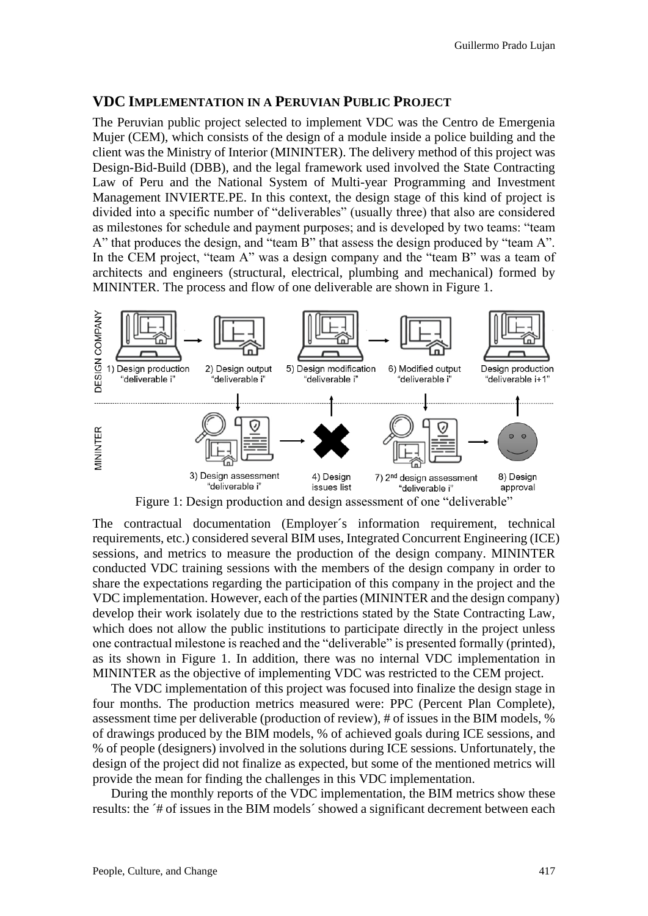## VDC Implementation in a Peruvian Public Project

The Peruvian public project selected to implement VDC was the Centro de Emergenia Mujer (CEM), which consists of the design of a module inside a police building and the client was the Ministry of Interior (MININTER). The delivery method of this project was Design-Bid-Build (DBB), and the legal framework used involved the State Contracting Law of Peru and the National System of Multi-year Programming and Investment Management INVIERTE.PE. In this context, the design stage of this kind of project is divided into a specific number of "deliverables" (usually three) that also are considered as milestones for schedule and payment purposes; and is developed by two teams: "team A" that produces the design, and "team B" that assess the design produced by "team A". In the CEM project, "team A" was a design company and the "team B" was a team of architects and engineers (structural, electrical, plumbing and mechanical) formed by MININTER. The process and flow of one deliverable are shown in Figure 1.

Figure 1: Design production and design assessment of one "deliverable"

The contractual documentation (Employer´s information requirement, technical requirements, etc.) considered several BIM uses, Integrated Concurrent Engineering (ICE) sessions, and metrics to measure the production of the design company. MININTER conducted VDC training sessions with the members of the design company in order to share the expectations regarding the participation of this company in the project and the VDC implementation. However, each of the parties (MININTER and the design company) develop their work isolately due to the restrictions stated by the State Contracting Law, which does not allow the public institutions to participate directly in the project unless one contractual milestone is reached and the "deliverable" is presented formally (printed), as its shown in Figure 1. In addition, there was no internal VDC implementation in MININTER as the objective of implementing VDC was restricted to the CEM project.

The VDC implementation of this project was focused into finalize the design stage in four months. The production metrics measured were: PPC (Percent Plan Complete), assessment time per deliverable (production of review), # of issues in the BIM models, % of drawings produced by the BIM models, % of achieved goals during ICE sessions, and % of people (designers) involved in the solutions during ICE sessions. Unfortunately, the design of the project did not finalize as expected, but some of the mentioned metrics will provide the mean for finding the challenges in this VDC implementation.

During the monthly reports of the VDC implementation, the BIM metrics show these results: the ´# of issues in the BIM models´ showed a significant decrement between each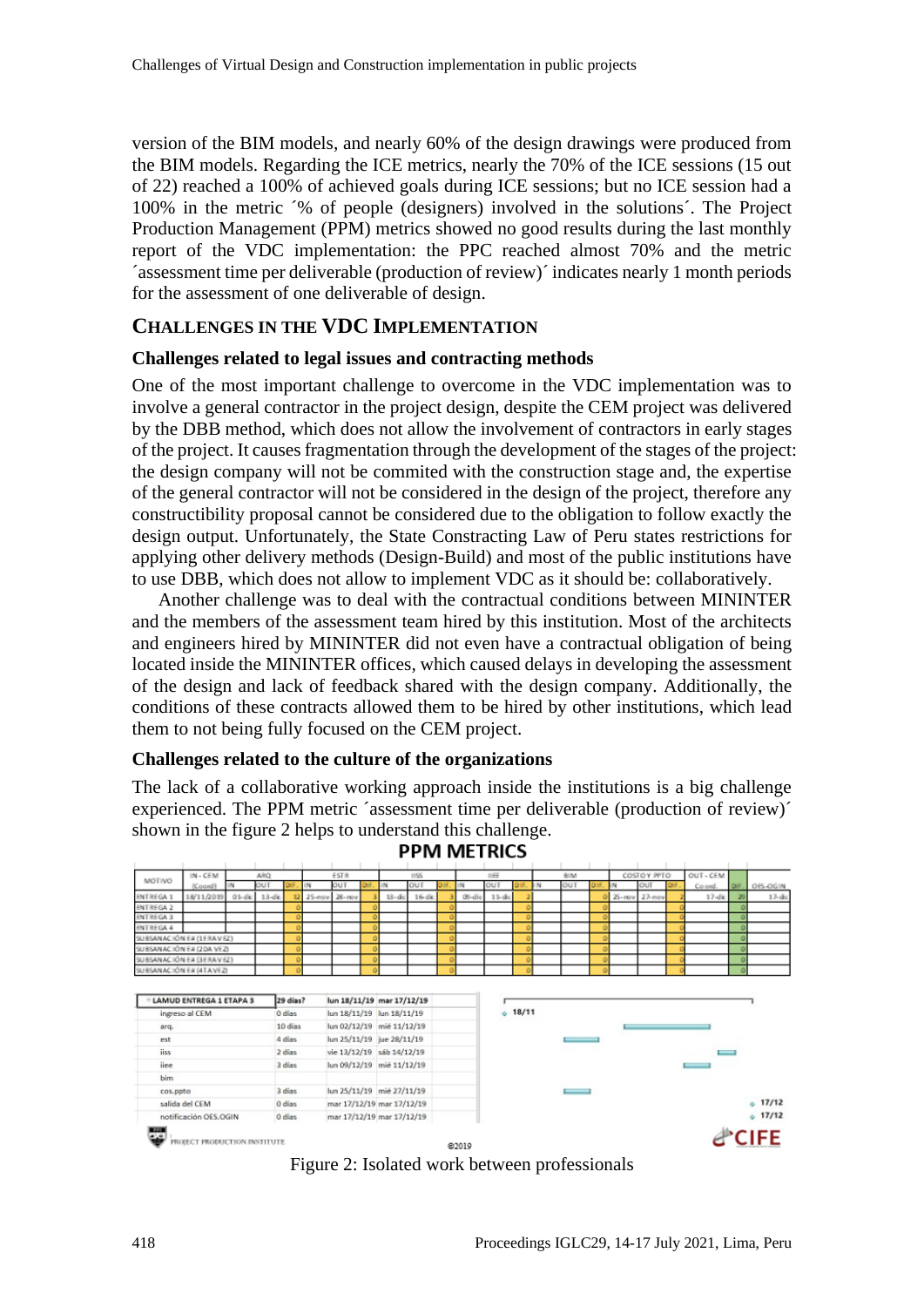version of the BIM models, and nearly 60% of the design drawings were produced from the BIM models. Regarding the ICE metrics, nearly the 70% of the ICE sessions (15 out of 22) reached a 100% of achieved goals during ICE sessions; but no ICE session had a 100% in the metric ´% of people (designers) involved in the solutions´. The Project Production Management (PPM) metrics showed no good results during the last monthly report of the VDC implementation: the PPC reached almost 70% and the metric ´assessment time per deliverable (production of review)´ indicates nearly 1 month periods for the assessment of one deliverable of design.

## CHALLENGES IN THE VDC IMPLEMENTATION

### Challenges related to legal issues and contracting methods

One of the most important challenge to overcome in the VDC implementation was to involve a general contractor in the project design, despite the CEM project was delivered by the DBB method, which does not allow the involvement of contractors in early stages of the project. It causes fragmentation through the development of the stages of the project: the design company will not be commited with the construction stage and, the expertise of the general contractor will not be considered in the design of the project, therefore any constructibility proposal cannot be considered due to the obligation to follow exactly the design output. Unfortunately, the State Contracting Law of Peru states restrictions for applying other delivery methods (Design-Build) and most of the public institutions have to use DBB, which does not allow to implement VDC as it should be: collaboratively.

Another challenge was to deal with the contractual conditions between MININTER and the members of the assessment team hired by this institution. Most of the architects and engineers hired by MININTER did not even have a contractual obligation of being located inside the MININTER offices, which caused delays in developing the assessment of the design and lack of feedback shared with the design company. Additionally, the conditions of these contracts allowed them to be hired by other institutions, which lead them to not being fully focused on the CEM project.

### Challenges related to the culture of the organizations

The lack of a collaborative working approach inside the institutions is a big challenge experienced. The PPM metric ´assessment time per deliverable (production of review)´ shown in the figure 2 helps to understand this challenge.

Figure 2: Isolated work between professionals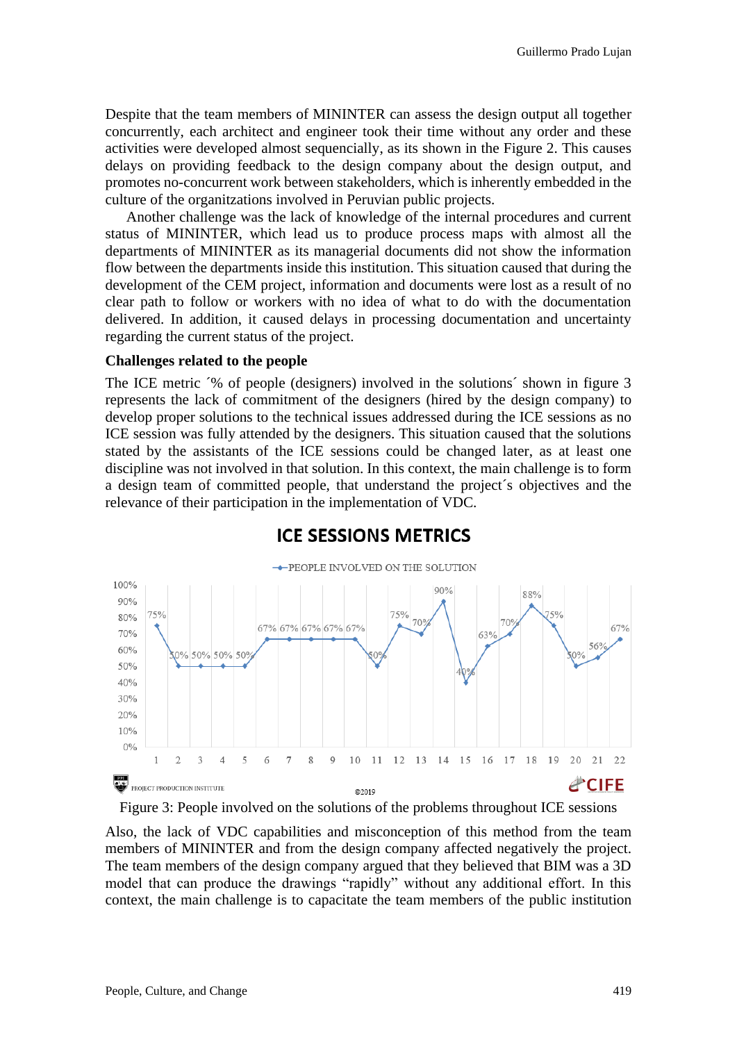Despite that the team members of MININTER can assess the design output all together concurrently, each architect and engineer took their time without any order and these activities were developed almost sequencially, as its shown in the Figure 2. This causes delays on providing feedback to the design company about the design output, and promotes no-concurrent work between stakeholders, which is inherently embedded in the culture of the organitzations involved in Peruvian public projects.

Another challenge was the lack of knowledge of the internal procedures and current status of MININTER, which lead us to produce process maps with almost all the departments of MININTER as its managerial documents did not show the information flow between the departments inside this institution. This situation caused that during the development of the CEM project, information and documents were lost as a result of no clear path to follow or workers with no idea of what to do with the documentation delivered. In addition, it caused delays in processing documentation and uncertainty regarding the current status of the project.

**Challenges related to the people**

The ICE metric ´% of people (designers) involved in the solutions´ shown in figure 3 represents the lack of commitment of the designers (hired by the design company) to develop proper solutions to the technical issues addressed during the ICE sessions as no ICE session was fully attended by the designers. This situation caused that the solutions stated by the assistants of the ICE sessions could be changed later, as at least one discipline was not involved in that solution. In this context, the main challenge is to form a design team of committed people, that understand the project´s objectives and the relevance of their participation in the implementation of VDC.

**ICE SESSIONS METRICS**

PEOPLE INVOLVED ON THE SOLUTION

| Session | 1 | 2 | 3 | 4 | 5 | 6 | 7 | 8 | 9 | 10 | 11 | 12 | 13 | 14 | 15 | 16 | 17 | 18 | 19 | 20 | 21 | 22 |
|---|---|---|---|---|---|---|---|---|---|---|---|---|---|---|---|---|---|---|---|---|---|---|
| % | 75% | 50% | 50% | 50% | 50% | 67% | 67% | 67% | 67% | 67% | 50% | 75% | 70% | 90% | 40% | 63% | 70% | 88% | 75% | 50% | 56% | 67% |

PROJECT PRODUCTION INSTITUTE ©2019 CIFE

Figure 3: People involved on the solutions of the problems throughout ICE sessions

Also, the lack of VDC capabilities and misconception of this method from the team members of MININTER and from the design company affected negatively the project. The team members of the design company argued that they believed that BIM was a 3D model that can produce the drawings "rapidly" without any additional effort. In this context, the main challenge is to capacitate the team members of the public institution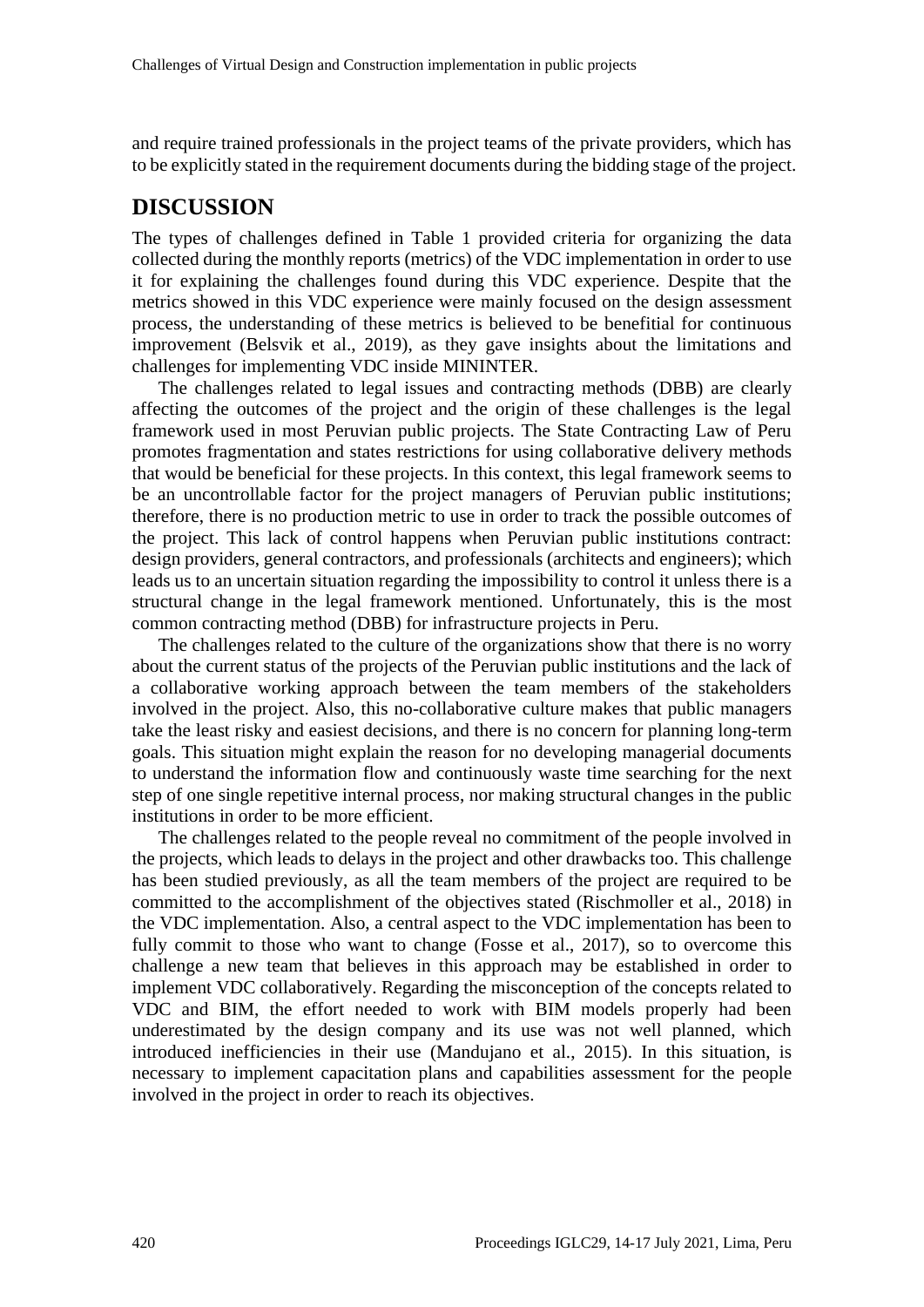and require trained professionals in the project teams of the private providers, which has to be explicitly stated in the requirement documents during the bidding stage of the project.

## DISCUSSION

The types of challenges defined in Table 1 provided criteria for organizing the data collected during the monthly reports (metrics) of the VDC implementation in order to use it for explaining the challenges found during this VDC experience. Despite that the metrics showed in this VDC experience were mainly focused on the design assessment process, the understanding of these metrics is believed to be benefitial for continuous improvement (Belsvik et al., 2019), as they gave insights about the limitations and challenges for implementing VDC inside MININTER.

The challenges related to legal issues and contracting methods (DBB) are clearly affecting the outcomes of the project and the origin of these challenges is the legal framework used in most Peruvian public projects. The State Contracting Law of Peru promotes fragmentation and states restrictions for using collaborative delivery methods that would be beneficial for these projects. In this context, this legal framework seems to be an uncontrollable factor for the project managers of Peruvian public institutions; therefore, there is no production metric to use in order to track the possible outcomes of the project. This lack of control happens when Peruvian public institutions contract: design providers, general contractors, and professionals (architects and engineers); which leads us to an uncertain situation regarding the impossibility to control it unless there is a structural change in the legal framework mentioned. Unfortunately, this is the most common contracting method (DBB) for infrastructure projects in Peru.

The challenges related to the culture of the organizations show that there is no worry about the current status of the projects of the Peruvian public institutions and the lack of a collaborative working approach between the team members of the stakeholders involved in the project. Also, this no-collaborative culture makes that public managers take the least risky and easiest decisions, and there is no concern for planning long-term goals. This situation might explain the reason for no developing managerial documents to understand the information flow and continuously waste time searching for the next step of one single repetitive internal process, nor making structural changes in the public institutions in order to be more efficient.

The challenges related to the people reveal no commitment of the people involved in the projects, which leads to delays in the project and other drawbacks too. This challenge has been studied previously, as all the team members of the project are required to be committed to the accomplishment of the objectives stated (Rischmoller et al., 2018) in the VDC implementation. Also, a central aspect to the VDC implementation has been to fully commit to those who want to change (Fosse et al., 2017), so to overcome this challenge a new team that believes in this approach may be established in order to implement VDC collaboratively. Regarding the misconception of the concepts related to VDC and BIM, the effort needed to work with BIM models properly had been underestimated by the design company and its use was not well planned, which introduced inefficiencies in their use (Mandujano et al., 2015). In this situation, is necessary to implement capacitation plans and capabilities assessment for the people involved in the project in order to reach its objectives.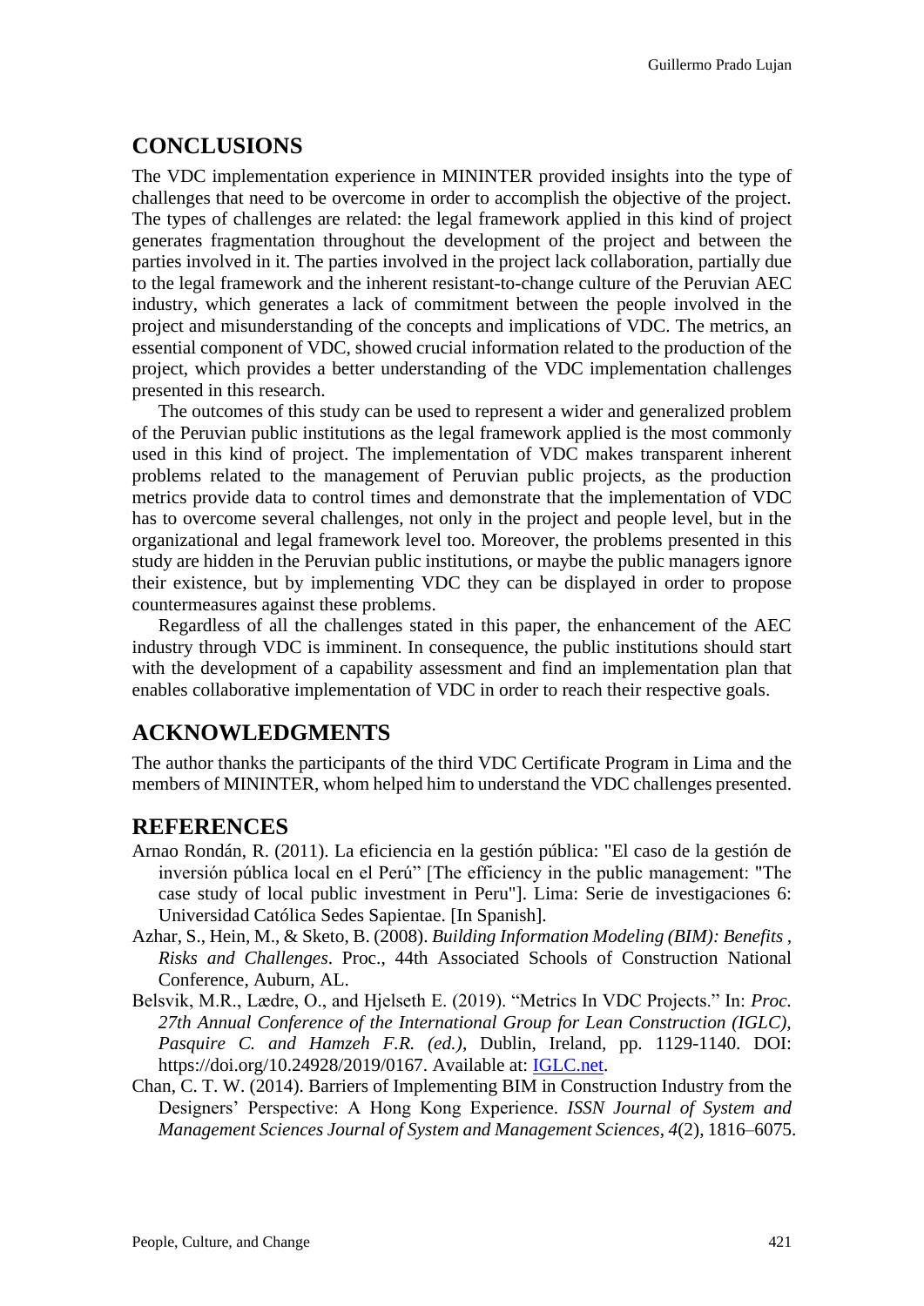## CONCLUSIONS

The VDC implementation experience in MININTER provided insights into the type of challenges that need to be overcome in order to accomplish the objective of the project. The types of challenges are related: the legal framework applied in this kind of project generates fragmentation throughout the development of the project and between the parties involved in it. The parties involved in the project lack collaboration, partially due to the legal framework and the inherent resistant-to-change culture of the Peruvian AEC industry, which generates a lack of commitment between the people involved in the project and misunderstanding of the concepts and implications of VDC. The metrics, an essential component of VDC, showed crucial information related to the production of the project, which provides a better understanding of the VDC implementation challenges presented in this research.

The outcomes of this study can be used to represent a wider and generalized problem of the Peruvian public institutions as the legal framework applied is the most commonly used in this kind of project. The implementation of VDC makes transparent inherent problems related to the management of Peruvian public projects, as the production metrics provide data to control times and demonstrate that the implementation of VDC has to overcome several challenges, not only in the project and people level, but in the organizational and legal framework level too. Moreover, the problems presented in this study are hidden in the Peruvian public institutions, or maybe the public managers ignore their existence, but by implementing VDC they can be displayed in order to propose countermeasures against these problems.

Regardless of all the challenges stated in this paper, the enhancement of the AEC industry through VDC is imminent. In consequence, the public institutions should start with the development of a capability assessment and find an implementation plan that enables collaborative implementation of VDC in order to reach their respective goals.

## ACKNOWLEDGMENTS

The author thanks the participants of the third VDC Certificate Program in Lima and the members of MININTER, whom helped him to understand the VDC challenges presented.

## REFERENCES

Arnao Rondán, R. (2011). La eficiencia en la gestión pública: "El caso de la gestión de inversión pública local en el Perú" [The efficiency in the public management: "The case study of local public investment in Peru"]. Lima: Serie de investigaciones 6: Universidad Católica Sedes Sapientae. [In Spanish].

Azhar, S., Hein, M., & Sketo, B. (2008). *Building Information Modeling (BIM): Benefits , Risks and Challenges*. Proc., 44th Associated Schools of Construction National Conference, Auburn, AL.

Belsvik, M.R., Lædre, O., and Hjelseth E. (2019). "Metrics In VDC Projects." In: *Proc. 27th Annual Conference of the International Group for Lean Construction (IGLC), Pasquire C. and Hamzeh F.R. (ed.)*, Dublin, Ireland, pp. 1129-1140. DOI: https://doi.org/10.24928/2019/0167. Available at: IGLC.net.

Chan, C. T. W. (2014). Barriers of Implementing BIM in Construction Industry from the Designers' Perspective: A Hong Kong Experience. *ISSN Journal of System and Management Sciences Journal of System and Management Sciences*, *4*(2), 1816–6075.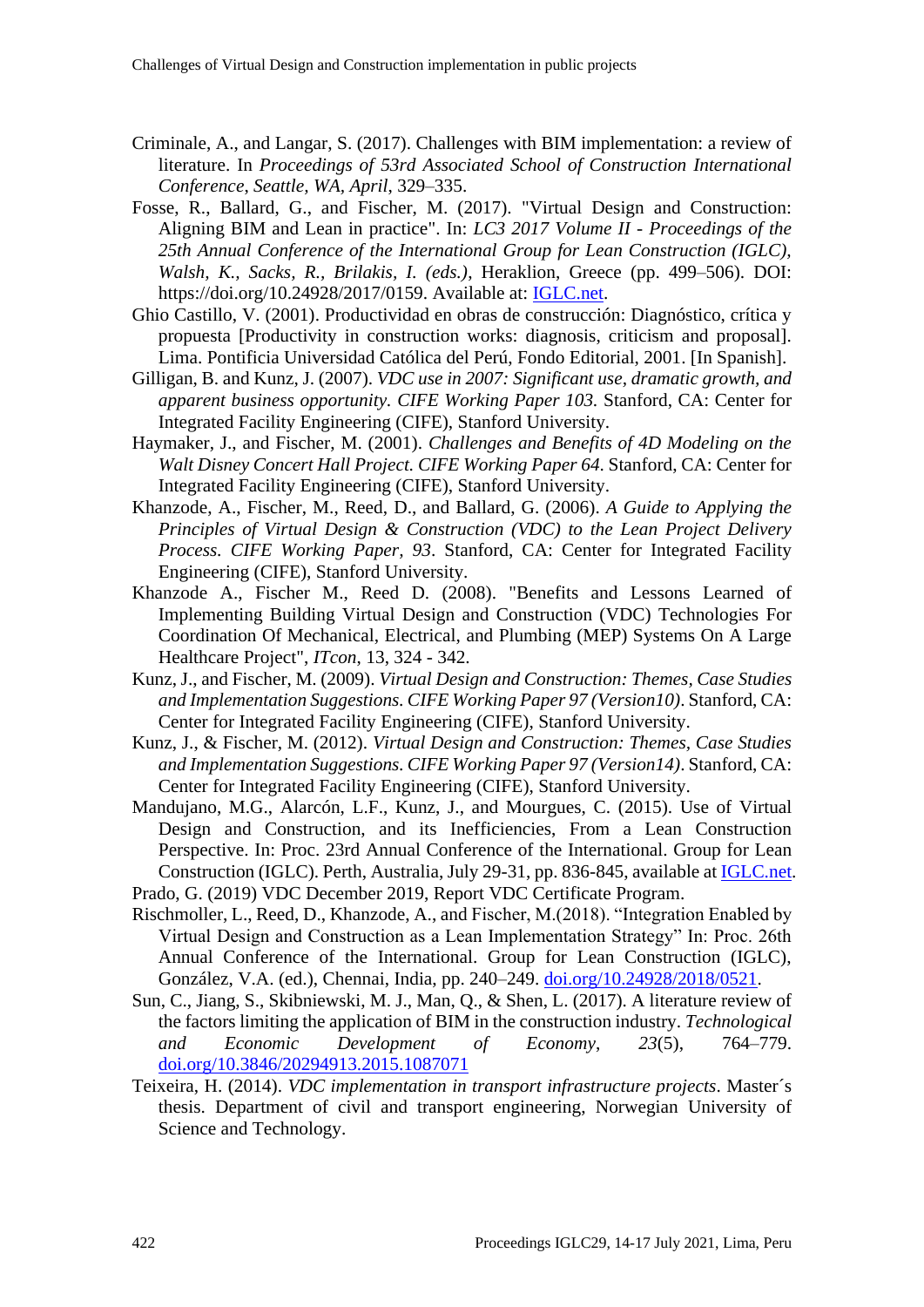Criminale, A., and Langar, S. (2017). Challenges with BIM implementation: a review of literature. In *Proceedings of 53rd Associated School of Construction International Conference*, *Seattle, WA, April*, 329–335.

Fosse, R., Ballard, G., and Fischer, M. (2017). "Virtual Design and Construction: Aligning BIM and Lean in practice". In: *LC3 2017 Volume II - Proceedings of the 25th Annual Conference of the International Group for Lean Construction (IGLC), Walsh, K., Sacks, R., Brilakis, I. (eds.),* Heraklion, Greece (pp. 499–506). DOI: https://doi.org/10.24928/2017/0159. Available at: [IGLC.net](IGLC.net).

Ghio Castillo, V. (2001). Productividad en obras de construcción: Diagnóstico, crítica y propuesta [Productivity in construction works: diagnosis, criticism and proposal]. Lima. Pontificia Universidad Católica del Perú, Fondo Editorial, 2001. [In Spanish].

Gilligan, B. and Kunz, J. (2007). *VDC use in 2007: Significant use, dramatic growth, and apparent business opportunity. CIFE Working Paper 103.* Stanford, CA: Center for Integrated Facility Engineering (CIFE), Stanford University.

Haymaker, J., and Fischer, M. (2001). *Challenges and Benefits of 4D Modeling on the Walt Disney Concert Hall Project. CIFE Working Paper 64.* Stanford, CA: Center for Integrated Facility Engineering (CIFE), Stanford University.

Khanzode, A., Fischer, M., Reed, D., and Ballard, G. (2006). *A Guide to Applying the Principles of Virtual Design & Construction (VDC) to the Lean Project Delivery Process. CIFE Working Paper, 93*. Stanford, CA: Center for Integrated Facility Engineering (CIFE), Stanford University.

Khanzode A., Fischer M., Reed D. (2008). "Benefits and Lessons Learned of Implementing Building Virtual Design and Construction (VDC) Technologies For Coordination Of Mechanical, Electrical, and Plumbing (MEP) Systems On A Large Healthcare Project", *ITcon*, 13, 324 - 342.

Kunz, J., and Fischer, M. (2009). *Virtual Design and Construction: Themes, Case Studies and Implementation Suggestions. CIFE Working Paper 97 (Version10)*. Stanford, CA: Center for Integrated Facility Engineering (CIFE), Stanford University.

Kunz, J., & Fischer, M. (2012). *Virtual Design and Construction: Themes, Case Studies and Implementation Suggestions. CIFE Working Paper 97 (Version14)*. Stanford, CA: Center for Integrated Facility Engineering (CIFE), Stanford University.

Mandujano, M.G., Alarcón, L.F., Kunz, J., and Mourgues, C. (2015). Use of Virtual Design and Construction, and its Inefficiencies, From a Lean Construction Perspective. In: Proc. 23rd Annual Conference of the International. Group for Lean Construction (IGLC). Perth, Australia, July 29-31, pp. 836-845, available at [IGLC.net](IGLC.net).

Prado, G. (2019) VDC December 2019, Report VDC Certificate Program.

Rischmoller, L., Reed, D., Khanzode, A., and Fischer, M.(2018). "Integration Enabled by Virtual Design and Construction as a Lean Implementation Strategy" In: Proc. 26th Annual Conference of the International. Group for Lean Construction (IGLC), González, V.A. (ed.), Chennai, India, pp. 240–249. [doi.org/10.24928/2018/0521](doi.org/10.24928/2018/0521).

Sun, C., Jiang, S., Skibniewski, M. J., Man, Q., & Shen, L. (2017). A literature review of the factors limiting the application of BIM in the construction industry. *Technological and Economic Development of Economy*, *23*(5), 764–779. [doi.org/10.3846/20294913.2015.1087071](doi.org/10.3846/20294913.2015.1087071)

Teixeira, H. (2014). *VDC implementation in transport infrastructure projects*. Master´s thesis. Department of civil and transport engineering, Norwegian University of Science and Technology.